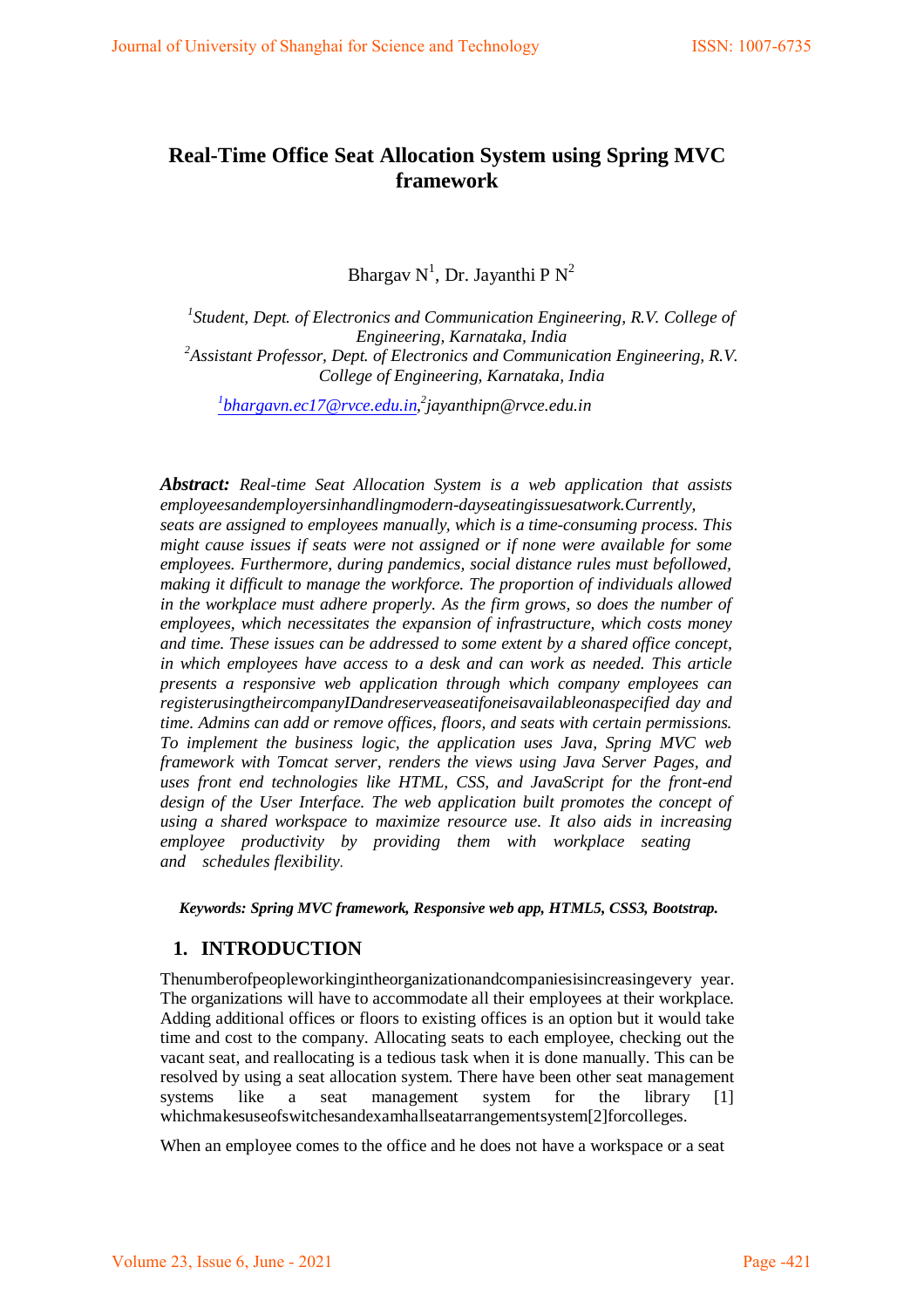# Real-Time Office Seat Allocation System using Spring MVC framework

Bhargav N[1], Dr. Jayanthi P N[2]

[1]*Student, Dept. of Electronics and Communication Engineering, R.V. College of Engineering, Karnataka, India*
[2]*Assistant Professor, Dept. of Electronics and Communication Engineering, R.V. College of Engineering, Karnataka, India*

[1]*bhargavn.ec17@rvce.edu.in*, [2]*jayanthipn@rvce.edu.in*

***Abstract:*** *Real-time Seat Allocation System is a web application that assists employeesandemployersinhandlingmodern-dayseatingissuesatwork.Currently, seats are assigned to employees manually, which is a time-consuming process. This might cause issues if seats were not assigned or if none were available for some employees. Furthermore, during pandemics, social distance rules must befollowed, making it difficult to manage the workforce. The proportion of individuals allowed in the workplace must adhere properly. As the firm grows, so does the number of employees, which necessitates the expansion of infrastructure, which costs money and time. These issues can be addressed to some extent by a shared office concept, in which employees have access to a desk and can work as needed. This article presents a responsive web application through which company employees can registerusingtheircompanyIDandreserveaseatifoneisavailableonaspecified day and time. Admins can add or remove offices, floors, and seats with certain permissions. To implement the business logic, the application uses Java, Spring MVC web framework with Tomcat server, renders the views using Java Server Pages, and uses front end technologies like HTML, CSS, and JavaScript for the front-end design of the User Interface. The web application built promotes the concept of using a shared workspace to maximize resource use. It also aids in increasing employee productivity by providing them with workplace seating and schedules flexibility.*

***Keywords: Spring MVC framework, Responsive web app, HTML5, CSS3, Bootstrap.***

## 1. INTRODUCTION

Thenumberofpeopleworkingintheorganizationandcompaniesisincreasingevery year. The organizations will have to accommodate all their employees at their workplace. Adding additional offices or floors to existing offices is an option but it would take time and cost to the company. Allocating seats to each employee, checking out the vacant seat, and reallocating is a tedious task when it is done manually. This can be resolved by using a seat allocation system. There have been other seat management systems like a seat management system for the library [1] whichmakesuseofswitchesandexamhallseatarrangementsystem[2]forcolleges.

When an employee comes to the office and he does not have a workspace or a seat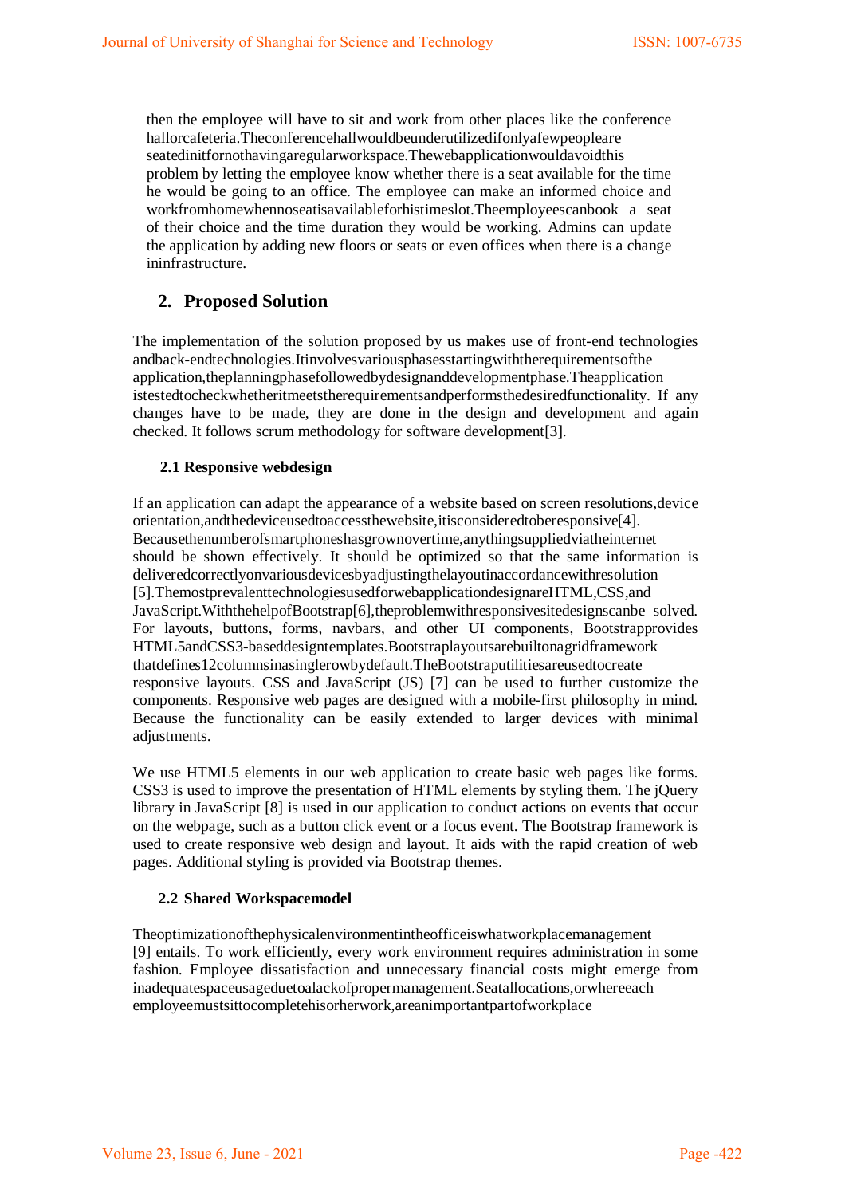then the employee will have to sit and work from other places like the conference hallorcafeteria.Theconferencehallwouldbeunderutilizedifonlyafewpeopleare seatedinitfornothavingaregularworkspace.Thewebapplicationwouldavoidthis problem by letting the employee know whether there is a seat available for the time he would be going to an office. The employee can make an informed choice and workfromhomewhennoseatisavailableforhistimeslot.Theemployeescanbook a seat of their choice and the time duration they would be working. Admins can update the application by adding new floors or seats or even offices when there is a change ininfrastructure.

## 2. Proposed Solution

The implementation of the solution proposed by us makes use of front-end technologies andback-endtechnologies.Itinvolvesvariousphasesstartingwiththerequirementsofthe application,theplanningphasefollowedbydesignanddevelopmentphase.Theapplication istestedtocheckwhetheritmeetstherequirementsandperformsthedesiredfunctionality. If any changes have to be made, they are done in the design and development and again checked. It follows scrum methodology for software development[3].

### 2.1 Responsive webdesign

If an application can adapt the appearance of a website based on screen resolutions,device orientation,andthedeviceusedtoaccessthewebsite,itisconsideredtoberesponsive[4]. Becausethenumberofsmartphoneshasgrownovertime,anythingsuppliedviatheinternet should be shown effectively. It should be optimized so that the same information is deliveredcorrectlyonvariousdevicesbyadjustingthelayoutinaccordancewithresolution [5].ThemostprevalenttechnologiesusedforwebapplicationdesignareHTML,CSS,and JavaScript.WiththehelpofBootstrap[6],theproblemwithresponsivesitedesignscanbe solved. For layouts, buttons, forms, navbars, and other UI components, Bootstrapprovides HTML5andCSS3-baseddesigntemplates.Bootstraplayoutsarebuiltonagridframework thatdefines12columnsinasinglerowbydefault.TheBootstraputilitiesareusedtocreate responsive layouts. CSS and JavaScript (JS) [7] can be used to further customize the components. Responsive web pages are designed with a mobile-first philosophy in mind. Because the functionality can be easily extended to larger devices with minimal adjustments.

We use HTML5 elements in our web application to create basic web pages like forms. CSS3 is used to improve the presentation of HTML elements by styling them. The jQuery library in JavaScript [8] is used in our application to conduct actions on events that occur on the webpage, such as a button click event or a focus event. The Bootstrap framework is used to create responsive web design and layout. It aids with the rapid creation of web pages. Additional styling is provided via Bootstrap themes.

### 2.2 Shared Workspacemodel

Theoptimizationofthephysicalenvironmentintheofficeiswhatworkplacemanagement [9] entails. To work efficiently, every work environment requires administration in some fashion. Employee dissatisfaction and unnecessary financial costs might emerge from inadequatespaceusageduetoalackofpropermanagement.Seatallocations,orwhereeach employeemustsittocompletehisorherwork,areanimportantpartofworkplace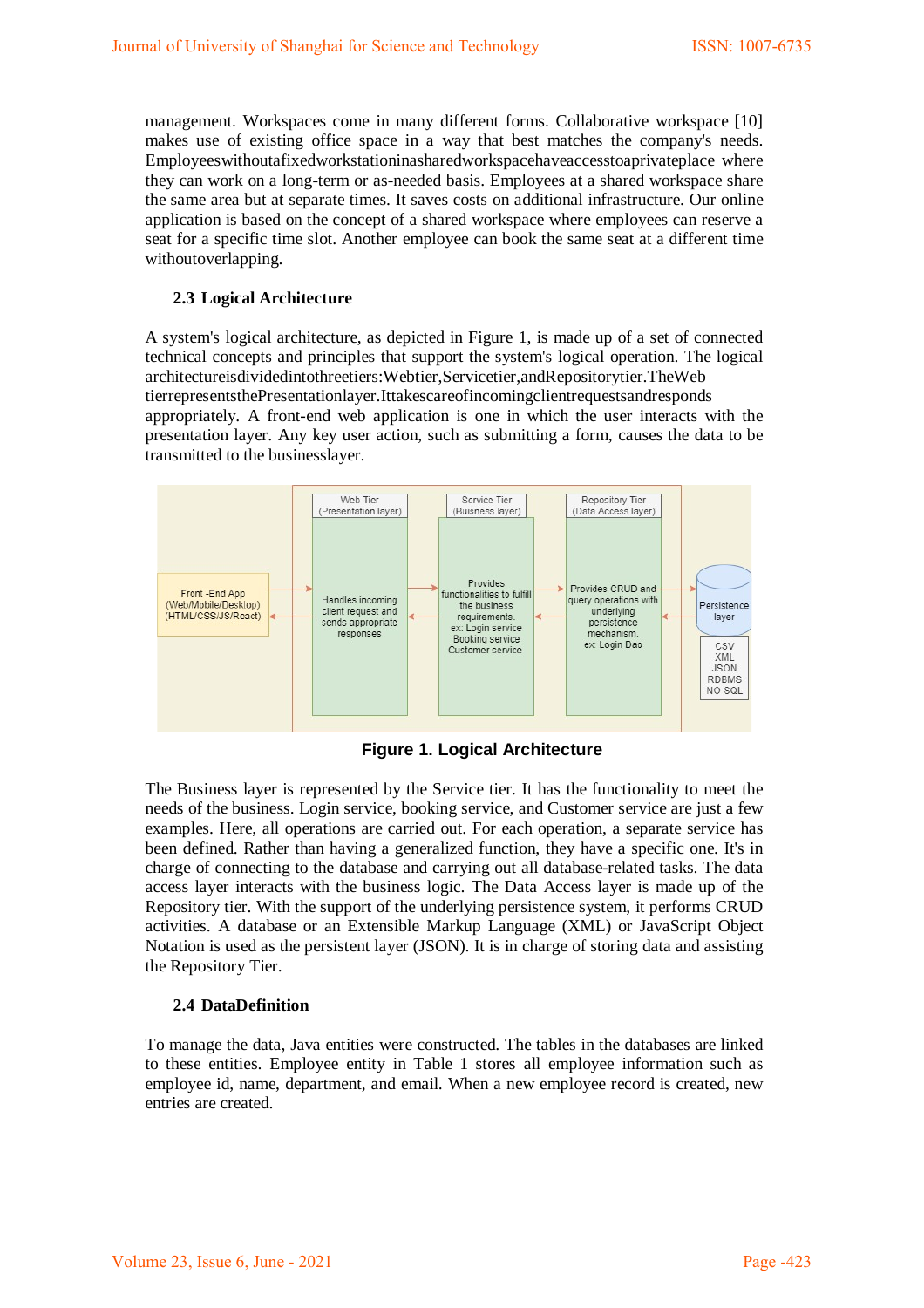management. Workspaces come in many different forms. Collaborative workspace [10] makes use of existing office space in a way that best matches the company's needs. Employeeswithoutafixedworkstationinasharedworkspacehaveaccesstoaprivateplace where they can work on a long-term or as-needed basis. Employees at a shared workspace share the same area but at separate times. It saves costs on additional infrastructure. Our online application is based on the concept of a shared workspace where employees can reserve a seat for a specific time slot. Another employee can book the same seat at a different time withoutoverlapping.

### 2.3 Logical Architecture

A system's logical architecture, as depicted in Figure 1, is made up of a set of connected technical concepts and principles that support the system's logical operation. The logical architectureisdividedintothreetiers:Webtier,Servicetier,andRepositorytier.TheWeb tierrepresentsthePresentationlayer.Ittakescareofincomingclientrequestsandresponds appropriately. A front-end web application is one in which the user interacts with the presentation layer. Any key user action, such as submitting a form, causes the data to be transmitted to the businesslayer.

Front -End App (Web/Mobile/Desktop) (HTML/CSS/JS/React)

Web Tier (Presentation layer) — Handles incoming client request and sends appropriate responses

Service Tier (Buisness layer) — Provides functionalities to fulfill the business requirements. ex: Login service Booking service Customer service

Repository Tier (Data Access layer) — Provides CRUD and query operations with underlying persistence mechanism. ex: Login Dao

Persistence layer — CSV XML JSON RDBMS NO-SQL

**Figure 1. Logical Architecture**

The Business layer is represented by the Service tier. It has the functionality to meet the needs of the business. Login service, booking service, and Customer service are just a few examples. Here, all operations are carried out. For each operation, a separate service has been defined. Rather than having a generalized function, they have a specific one. It's in charge of connecting to the database and carrying out all database-related tasks. The data access layer interacts with the business logic. The Data Access layer is made up of the Repository tier. With the support of the underlying persistence system, it performs CRUD activities. A database or an Extensible Markup Language (XML) or JavaScript Object Notation is used as the persistent layer (JSON). It is in charge of storing data and assisting the Repository Tier.

### 2.4 DataDefinition

To manage the data, Java entities were constructed. The tables in the databases are linked to these entities. Employee entity in Table 1 stores all employee information such as employee id, name, department, and email. When a new employee record is created, new entries are created.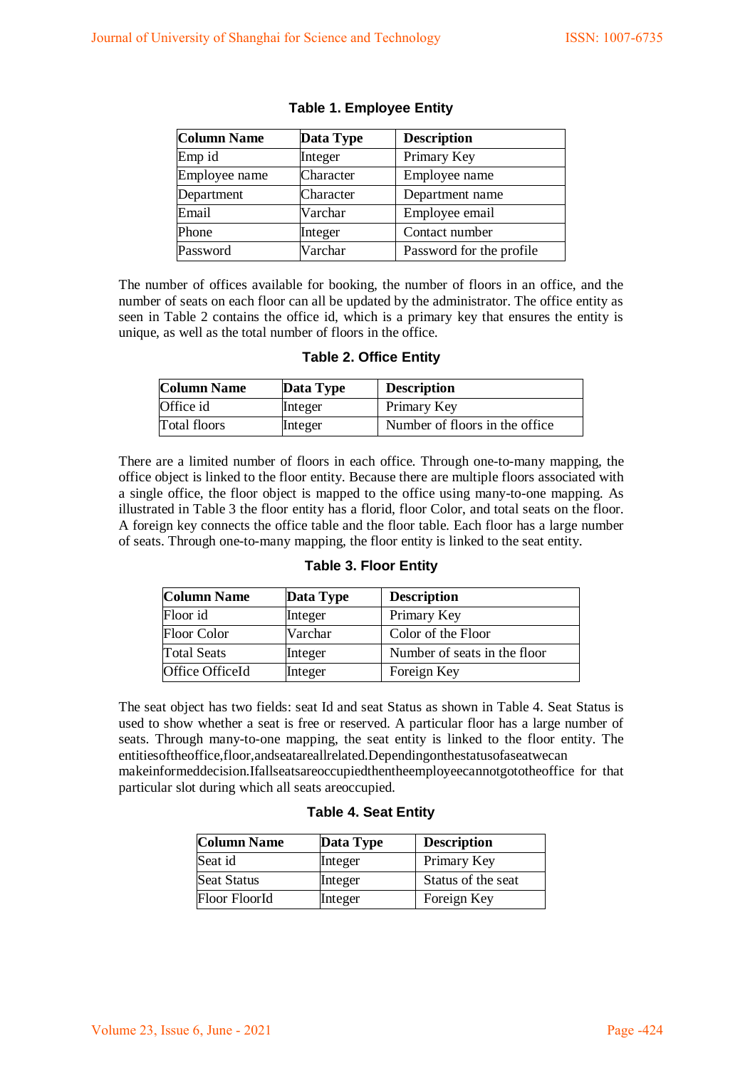**Table 1. Employee Entity**

| Column Name | Data Type | Description |
|---|---|---|
| Emp id | Integer | Primary Key |
| Employee name | Character | Employee name |
| Department | Character | Department name |
| Email | Varchar | Employee email |
| Phone | Integer | Contact number |
| Password | Varchar | Password for the profile |

The number of offices available for booking, the number of floors in an office, and the number of seats on each floor can all be updated by the administrator. The office entity as seen in Table 2 contains the office id, which is a primary key that ensures the entity is unique, as well as the total number of floors in the office.

**Table 2. Office Entity**

| Column Name | Data Type | Description |
|---|---|---|
| Office id | Integer | Primary Key |
| Total floors | Integer | Number of floors in the office |

There are a limited number of floors in each office. Through one-to-many mapping, the office object is linked to the floor entity. Because there are multiple floors associated with a single office, the floor object is mapped to the office using many-to-one mapping. As illustrated in Table 3 the floor entity has a florid, floor Color, and total seats on the floor. A foreign key connects the office table and the floor table. Each floor has a large number of seats. Through one-to-many mapping, the floor entity is linked to the seat entity.

**Table 3. Floor Entity**

| Column Name | Data Type | Description |
|---|---|---|
| Floor id | Integer | Primary Key |
| Floor Color | Varchar | Color of the Floor |
| Total Seats | Integer | Number of seats in the floor |
| Office OfficeId | Integer | Foreign Key |

The seat object has two fields: seat Id and seat Status as shown in Table 4. Seat Status is used to show whether a seat is free or reserved. A particular floor has a large number of seats. Through many-to-one mapping, the seat entity is linked to the floor entity. The entitiesoftheoffice,floor,andseatareallrelated.Dependingonthestatusofaseatwecan makeinformeddecision.Ifallseatsareoccupiedthentheemployeecannotgototheoffice for that particular slot during which all seats areoccupied.

**Table 4. Seat Entity**

| Column Name | Data Type | Description |
|---|---|---|
| Seat id | Integer | Primary Key |
| Seat Status | Integer | Status of the seat |
| Floor FloorId | Integer | Foreign Key |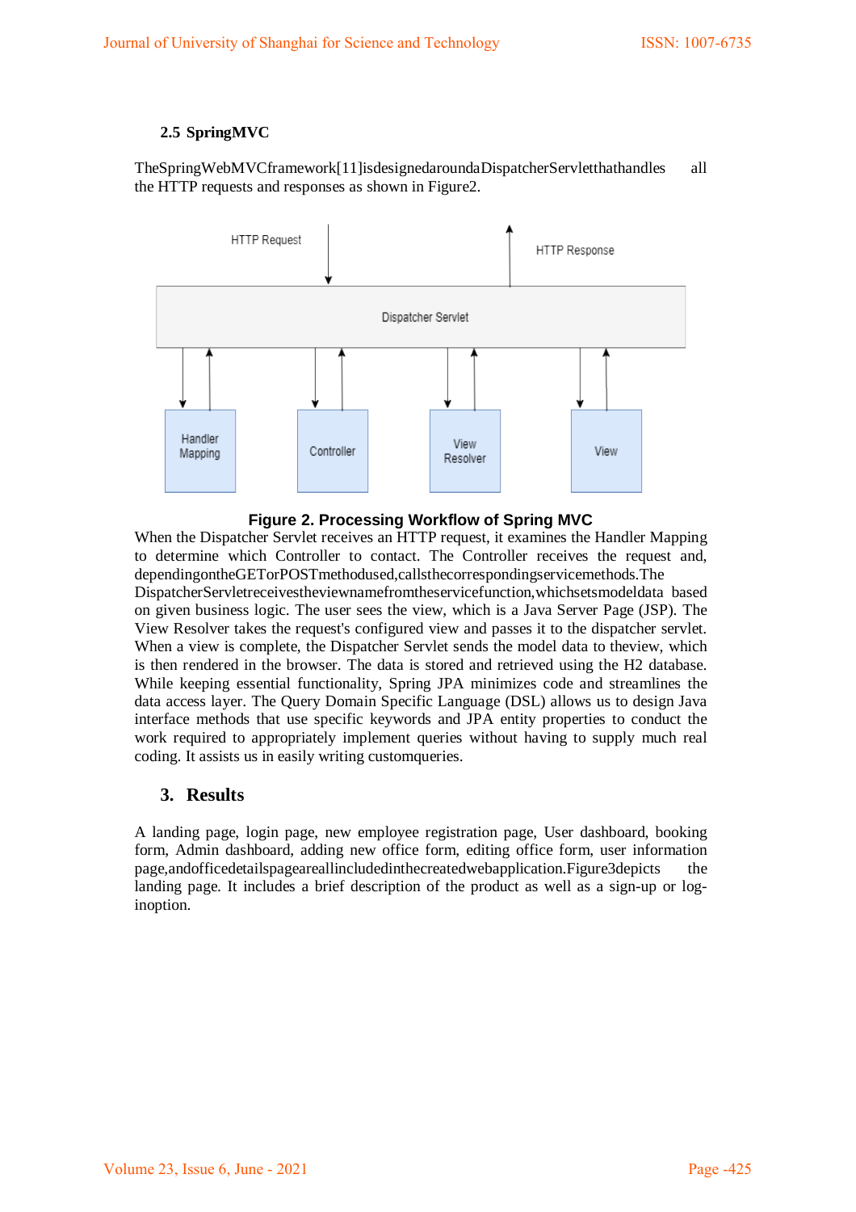### 2.5 SpringMVC

TheSpringWebMVCframework[11]isdesignedaroundaDispatcherServletthathandles all the HTTP requests and responses as shown in Figure2.

**Figure 2. Processing Workflow of Spring MVC**

When the Dispatcher Servlet receives an HTTP request, it examines the Handler Mapping to determine which Controller to contact. The Controller receives the request and, dependingontheGETorPOSTmethodused,callsthecorrespondingservicemethods.The DispatcherServletreceivestheviewnamefromtheservicefunction,whichsetsmodeldata based on given business logic. The user sees the view, which is a Java Server Page (JSP). The View Resolver takes the request's configured view and passes it to the dispatcher servlet. When a view is complete, the Dispatcher Servlet sends the model data to theview, which is then rendered in the browser. The data is stored and retrieved using the H2 database. While keeping essential functionality, Spring JPA minimizes code and streamlines the data access layer. The Query Domain Specific Language (DSL) allows us to design Java interface methods that use specific keywords and JPA entity properties to conduct the work required to appropriately implement queries without having to supply much real coding. It assists us in easily writing customqueries.

## 3. Results

A landing page, login page, new employee registration page, User dashboard, booking form, Admin dashboard, adding new office form, editing office form, user information page,andofficedetailspageareallincludedinthecreatedwebapplication.Figure3depicts the landing page. It includes a brief description of the product as well as a sign-up or log-inoption.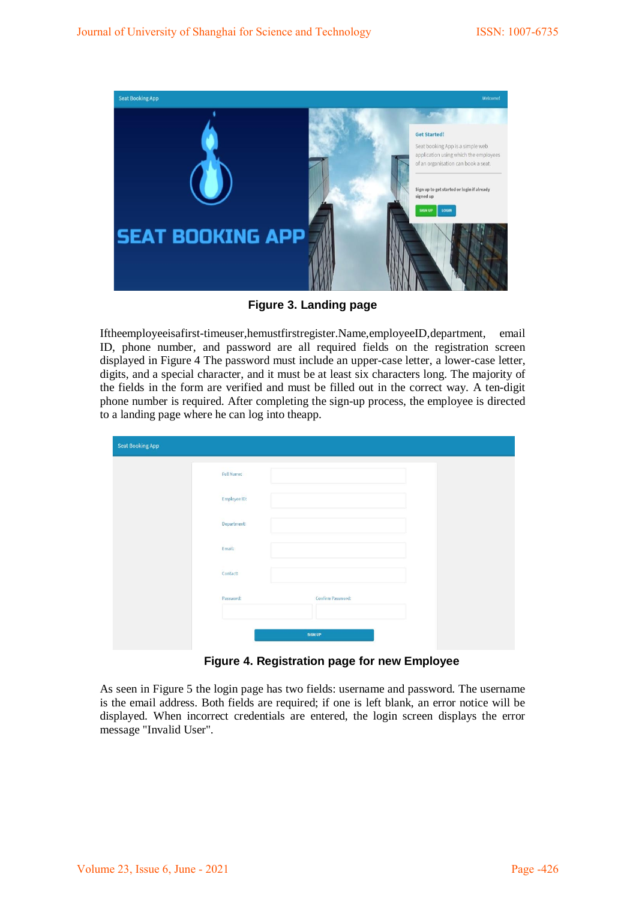**Figure 3. Landing page**

Iftheemployeeisafirst-timeuser,hemustfirstregister.Name,employeeID,department, email ID, phone number, and password are all required fields on the registration screen displayed in Figure 4 The password must include an upper-case letter, a lower-case letter, digits, and a special character, and it must be at least six characters long. The majority of the fields in the form are verified and must be filled out in the correct way. A ten-digit phone number is required. After completing the sign-up process, the employee is directed to a landing page where he can log into theapp.

**Figure 4. Registration page for new Employee**

As seen in Figure 5 the login page has two fields: username and password. The username is the email address. Both fields are required; if one is left blank, an error notice will be displayed. When incorrect credentials are entered, the login screen displays the error message "Invalid User".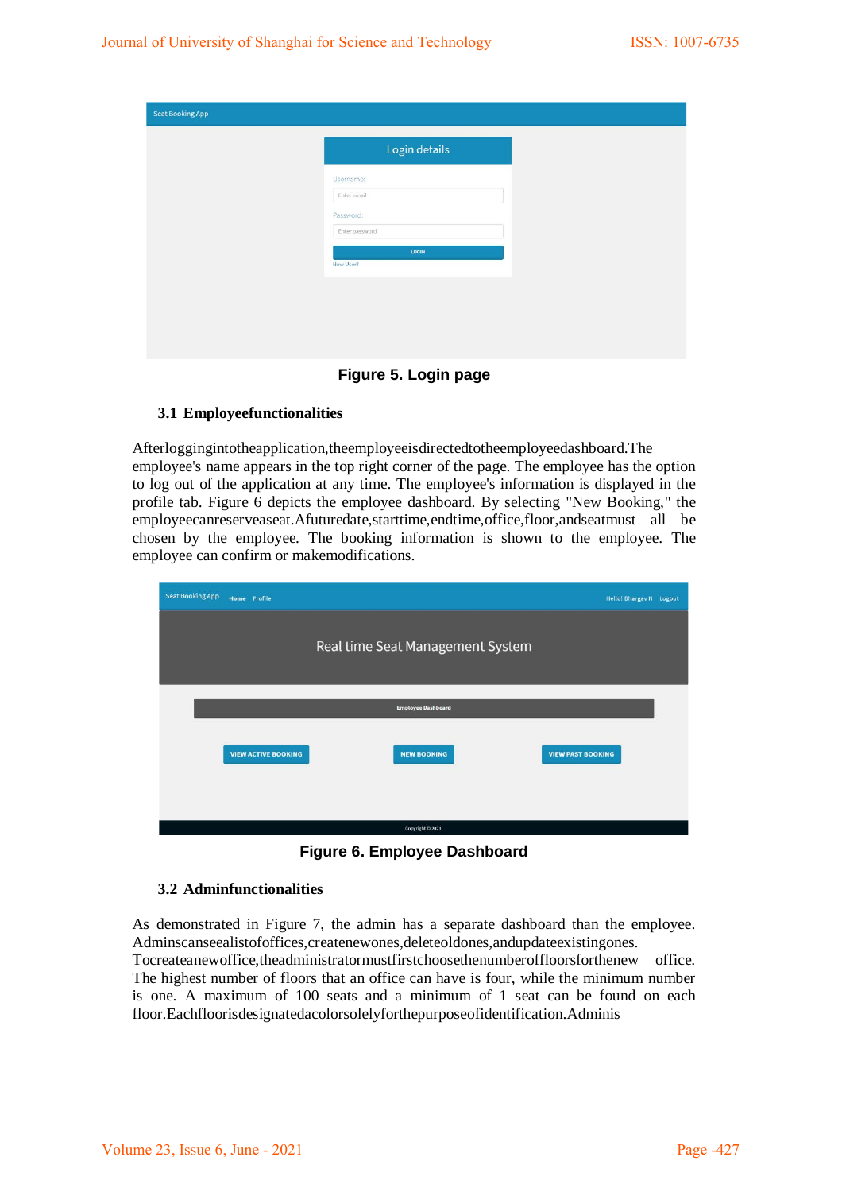Figure 5. Login page

### 3.1 Employeefunctionalities

Afterloggingintotheapplication,theemployeeisdirectedtotheemployeedashboard.The employee's name appears in the top right corner of the page. The employee has the option to log out of the application at any time. The employee's information is displayed in the profile tab. Figure 6 depicts the employee dashboard. By selecting "New Booking," the employeecanreserveaseat.Afuturedate,starttime,endtime,office,floor,andseatmust all be chosen by the employee. The booking information is shown to the employee. The employee can confirm or makemodifications.

Figure 6. Employee Dashboard

### 3.2 Adminfunctionalities

As demonstrated in Figure 7, the admin has a separate dashboard than the employee. Adminscanseealistofoffices,createnewones,deleteoldones,andupdateexistingones. Tocreateanewoffice,theadministratormustfirstchoosethenumberoffloorsforthenew office. The highest number of floors that an office can have is four, while the minimum number is one. A maximum of 100 seats and a minimum of 1 seat can be found on each floor.Eachfloorisdesignatedacolorsolelyforthepurposeofidentification.Adminis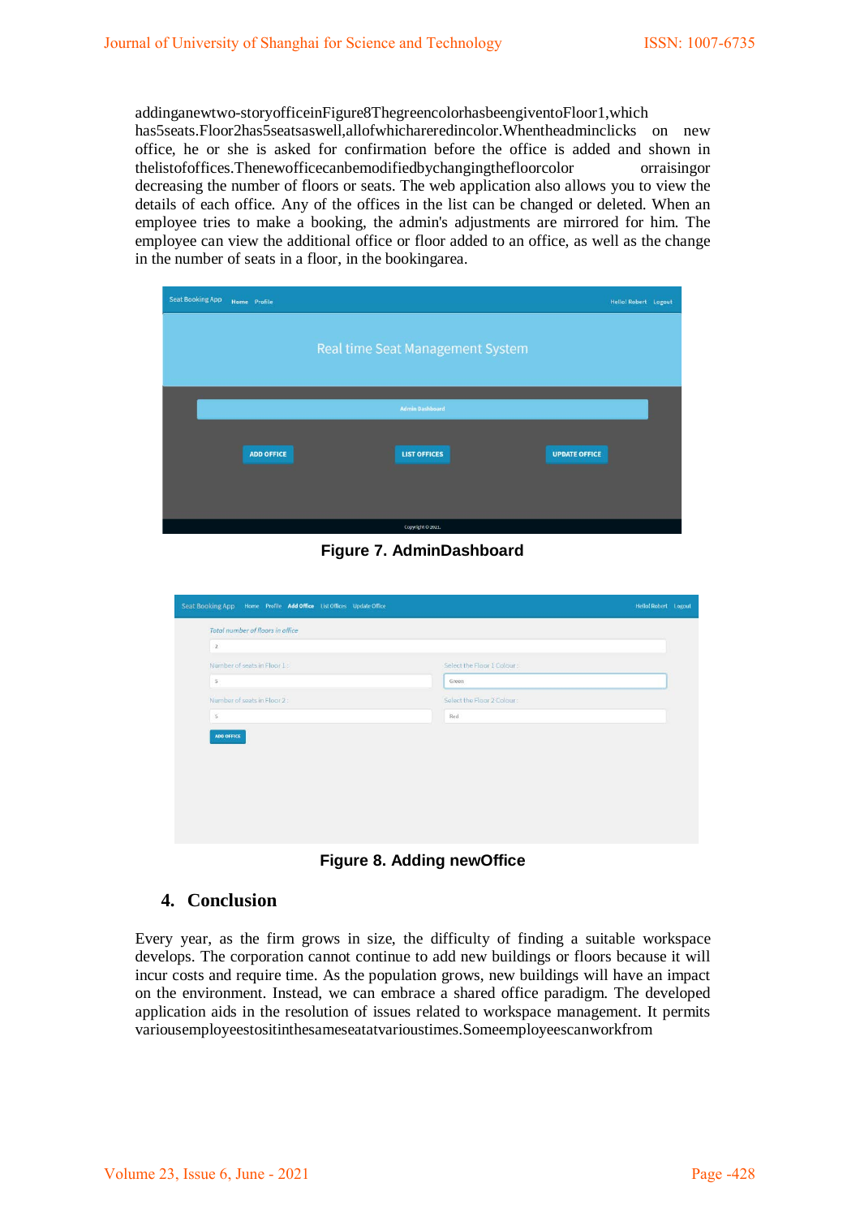addinganewtwo-storyofficeinFigure8ThegreencolorhasbeengiventoFloor1,which has5seats.Floor2has5seatsaswell,allofwhicharereredincolor.Whentheadminclicks on new office, he or she is asked for confirmation before the office is added and shown in thelistofoffices.Thenewofficecanbemodifiedbychangingthefloorcolor orraisingor decreasing the number of floors or seats. The web application also allows you to view the details of each office. Any of the offices in the list can be changed or deleted. When an employee tries to make a booking, the admin's adjustments are mirrored for him. The employee can view the additional office or floor added to an office, as well as the change in the number of seats in a floor, in the bookingarea.

**Figure 7. AdminDashboard**

**Figure 8. Adding newOffice**

## 4. Conclusion

Every year, as the firm grows in size, the difficulty of finding a suitable workspace develops. The corporation cannot continue to add new buildings or floors because it will incur costs and require time. As the population grows, new buildings will have an impact on the environment. Instead, we can embrace a shared office paradigm. The developed application aids in the resolution of issues related to workspace management. It permits variousemployeestositinthesameseatatvarioustimes.Someemployeescanworkfrom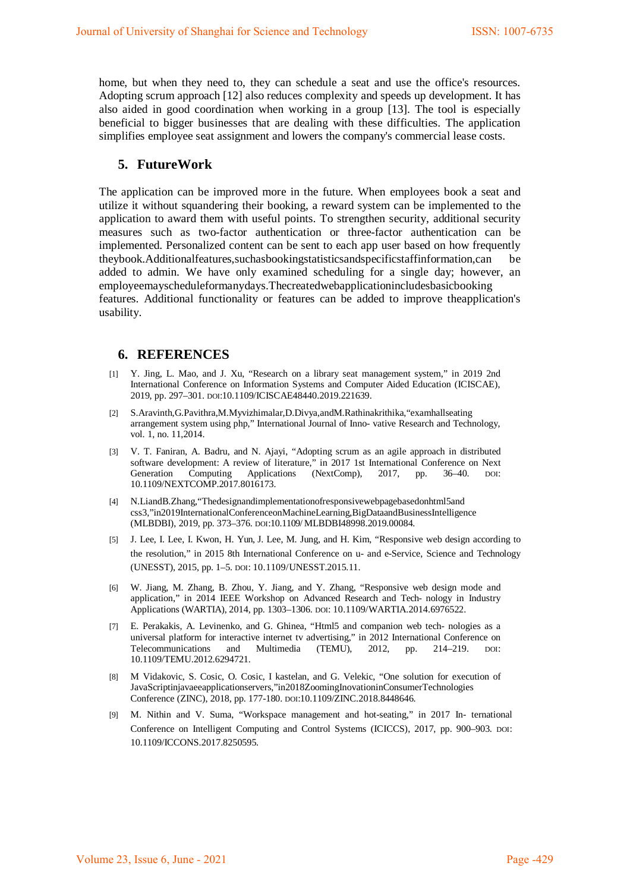home, but when they need to, they can schedule a seat and use the office's resources. Adopting scrum approach [12] also reduces complexity and speeds up development. It has also aided in good coordination when working in a group [13]. The tool is especially beneficial to bigger businesses that are dealing with these difficulties. The application simplifies employee seat assignment and lowers the company's commercial lease costs.

## 5. FutureWork

The application can be improved more in the future. When employees book a seat and utilize it without squandering their booking, a reward system can be implemented to the application to award them with useful points. To strengthen security, additional security measures such as two-factor authentication or three-factor authentication can be implemented. Personalized content can be sent to each app user based on how frequently theybook.Additionalfeatures,suchasbookingstatisticsandspecificstaffinformation,can be added to admin. We have only examined scheduling for a single day; however, an employeemayscheduleformanydays.Thecreatedwebapplicationincludesbasicbooking features. Additional functionality or features can be added to improve theapplication's usability.

## 6. REFERENCES

[1] Y. Jing, L. Mao, and J. Xu, "Research on a library seat management system," in 2019 2nd International Conference on Information Systems and Computer Aided Education (ICISCAE), 2019, pp. 297–301. DOI:10.1109/ICISCAE48440.2019.221639.

[2] S.Aravinth,G.Pavithra,M.Myvizhimalar,D.Divya,andM.Rathinakrithika,"examhallseating arrangement system using php," International Journal of Inno- vative Research and Technology, vol. 1, no. 11,2014.

[3] V. T. Faniran, A. Badru, and N. Ajayi, "Adopting scrum as an agile approach in distributed software development: A review of literature," in 2017 1st International Conference on Next Generation Computing Applications (NextComp), 2017, pp. 36–40. DOI: 10.1109/NEXTCOMP.2017.8016173.

[4] N.LiandB.Zhang,"Thedesignandimplementationofresponsivewebpagebasedonhtml5and css3,"in2019InternationalConferenceonMachineLearning,BigDataandBusinessIntelligence (MLBDBI), 2019, pp. 373–376. DOI:10.1109/ MLBDBI48998.2019.00084.

[5] J. Lee, I. Lee, I. Kwon, H. Yun, J. Lee, M. Jung, and H. Kim, "Responsive web design according to the resolution," in 2015 8th International Conference on u- and e-Service, Science and Technology (UNESST), 2015, pp. 1–5. DOI: 10.1109/UNESST.2015.11.

[6] W. Jiang, M. Zhang, B. Zhou, Y. Jiang, and Y. Zhang, "Responsive web design mode and application," in 2014 IEEE Workshop on Advanced Research and Tech- nology in Industry Applications (WARTIA), 2014, pp. 1303–1306. DOI: 10.1109/WARTIA.2014.6976522.

[7] E. Perakakis, A. Levinenko, and G. Ghinea, "Html5 and companion web tech- nologies as a universal platform for interactive internet tv advertising," in 2012 International Conference on Telecommunications and Multimedia (TEMU), 2012, pp. 214–219. DOI: 10.1109/TEMU.2012.6294721.

[8] M Vidakovic, S. Cosic, O. Cosic, I kastelan, and G. Velekic, "One solution for execution of JavaScriptinjavaeeapplicationservers,"in2018ZoomingInovationinConsumerTechnologies Conference (ZINC), 2018, pp. 177-180. DOI:10.1109/ZINC.2018.8448646.

[9] M. Nithin and V. Suma, "Workspace management and hot-seating," in 2017 In- ternational Conference on Intelligent Computing and Control Systems (ICICCS), 2017, pp. 900–903. DOI: 10.1109/ICCONS.2017.8250595.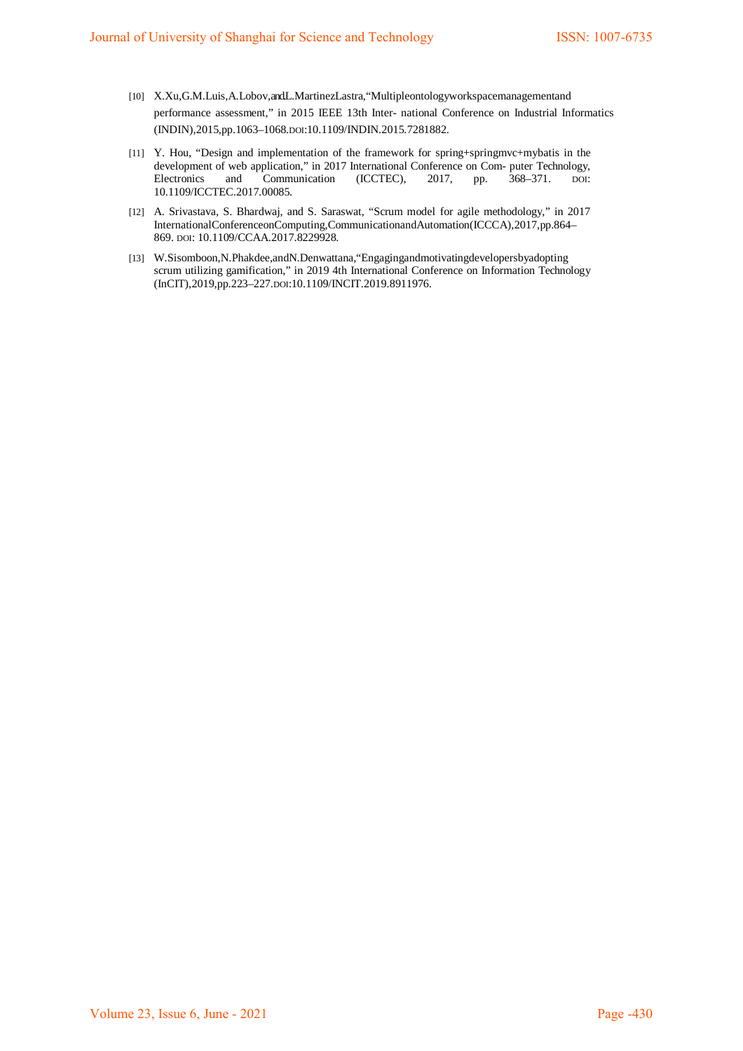[10] X.Xu,G.M.Luis,A.Lobov,andL.MartinezLastra,"Multipleontologyworkspacemanagementand performance assessment," in 2015 IEEE 13th Inter- national Conference on Industrial Informatics (INDIN),2015,pp.1063–1068.DOI:10.1109/INDIN.2015.7281882.

[11] Y. Hou, "Design and implementation of the framework for spring+springmvc+mybatis in the development of web application," in 2017 International Conference on Com- puter Technology, Electronics and Communication (ICCTEC), 2017, pp. 368–371. DOI: 10.1109/ICCTEC.2017.00085.

[12] A. Srivastava, S. Bhardwaj, and S. Saraswat, "Scrum model for agile methodology," in 2017 InternationalConferenceonComputing,CommunicationandAutomation(ICCCA),2017,pp.864–869. DOI: 10.1109/CCAA.2017.8229928.

[13] W.Sisomboon,N.Phakdee,andN.Denwattana,"Engagingandmotivatingdevelopersbyadopting scrum utilizing gamification," in 2019 4th International Conference on Information Technology (InCIT),2019,pp.223–227.DOI:10.1109/INCIT.2019.8911976.